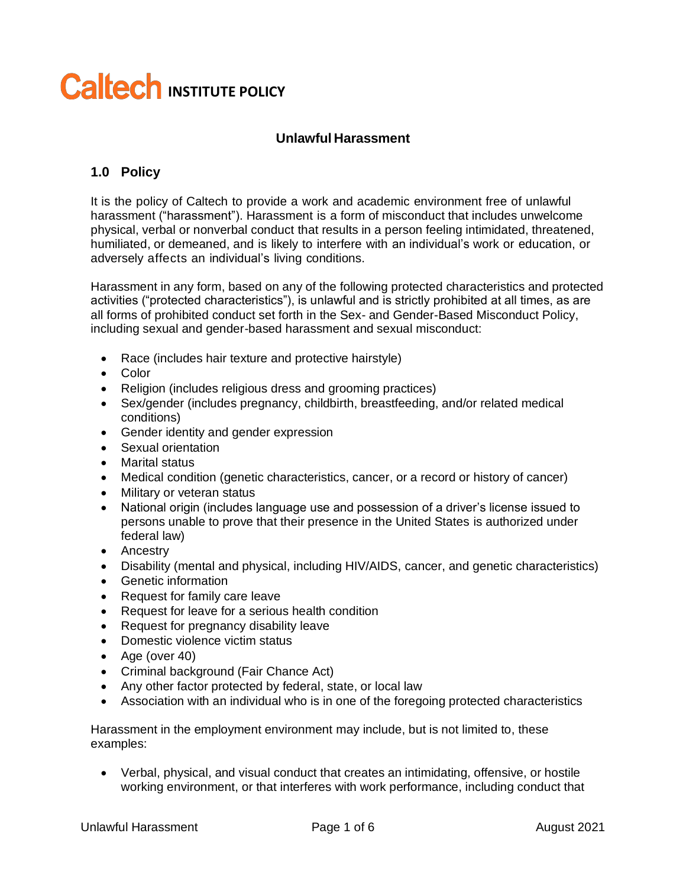# Caltech INSTITUTE POLICY

## Unlawful Harassment

### 1.0 Policy

It is the policy of Caltech to provide a work and academic environment free of unlawful harassment ("harassment"). Harassment is a form of misconduct that includes unwelcome physical, verbal or nonverbal conduct that results in a person feeling intimidated, threatened, humiliated, or demeaned, and is likely to interfere with an individual's work or education, or adversely affects an individual's living conditions.

Harassment in any form, based on any of the following protected characteristics and protected activities ("protected characteristics"), is unlawful and is strictly prohibited at all times, as are all forms of prohibited conduct set forth in the Sex- and Gender-Based Misconduct Policy, including sexual and gender-based harassment and sexual misconduct:

- Race (includes hair texture and protective hairstyle)
- Color
- Religion (includes religious dress and grooming practices)
- Sex/gender (includes pregnancy, childbirth, breastfeeding, and/or related medical conditions)
- Gender identity and gender expression
- Sexual orientation
- Marital status
- Medical condition (genetic characteristics, cancer, or a record or history of cancer)
- Military or veteran status
- National origin (includes language use and possession of a driver's license issued to persons unable to prove that their presence in the United States is authorized under federal law)
- Ancestry
- Disability (mental and physical, including HIV/AIDS, cancer, and genetic characteristics)
- Genetic information
- Request for family care leave
- Request for leave for a serious health condition
- Request for pregnancy disability leave
- Domestic violence victim status
- Age (over 40)
- Criminal background (Fair Chance Act)
- Any other factor protected by federal, state, or local law
- Association with an individual who is in one of the foregoing protected characteristics

Harassment in the employment environment may include, but is not limited to, these examples:

- Verbal, physical, and visual conduct that creates an intimidating, offensive, or hostile working environment, or that interferes with work performance, including conduct that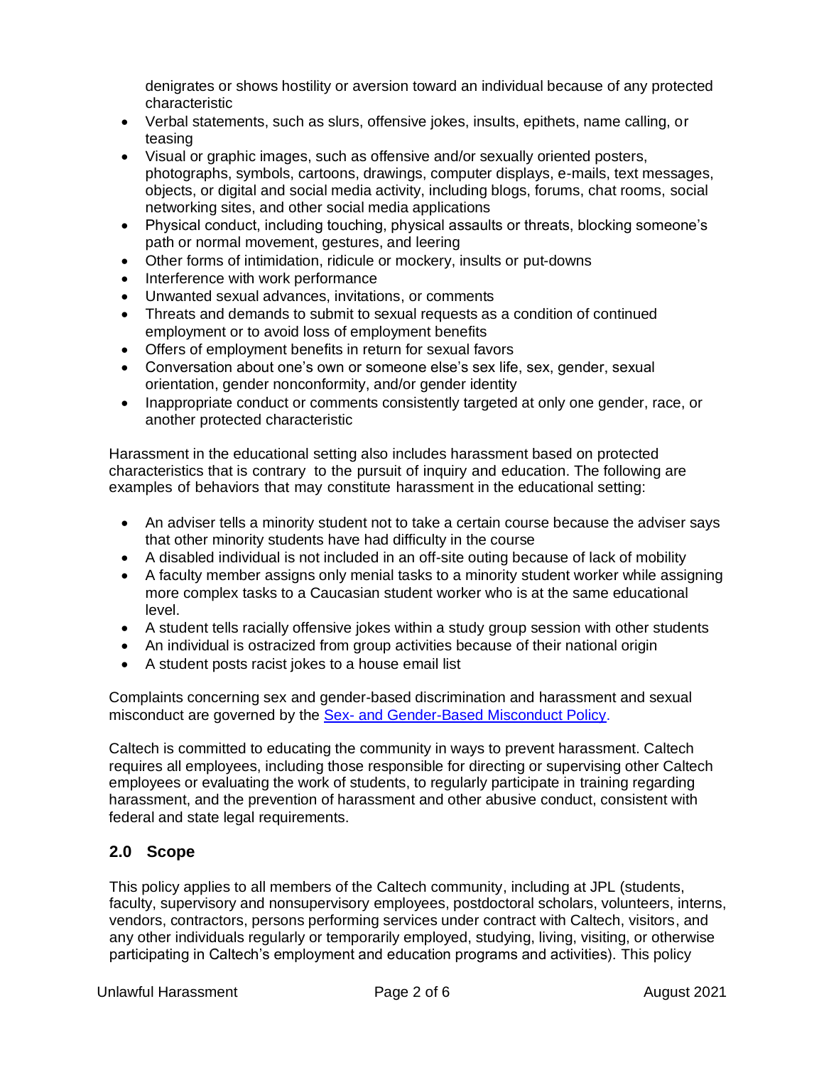denigrates or shows hostility or aversion toward an individual because of any protected characteristic

- Verbal statements, such as slurs, offensive jokes, insults, epithets, name calling, or teasing
- Visual or graphic images, such as offensive and/or sexually oriented posters, photographs, symbols, cartoons, drawings, computer displays, e-mails, text messages, objects, or digital and social media activity, including blogs, forums, chat rooms, social networking sites, and other social media applications
- Physical conduct, including touching, physical assaults or threats, blocking someone's path or normal movement, gestures, and leering
- Other forms of intimidation, ridicule or mockery, insults or put-downs
- Interference with work performance
- Unwanted sexual advances, invitations, or comments
- Threats and demands to submit to sexual requests as a condition of continued employment or to avoid loss of employment benefits
- Offers of employment benefits in return for sexual favors
- Conversation about one's own or someone else's sex life, sex, gender, sexual orientation, gender nonconformity, and/or gender identity
- Inappropriate conduct or comments consistently targeted at only one gender, race, or another protected characteristic

Harassment in the educational setting also includes harassment based on protected characteristics that is contrary to the pursuit of inquiry and education. The following are examples of behaviors that may constitute harassment in the educational setting:

- An adviser tells a minority student not to take a certain course because the adviser says that other minority students have had difficulty in the course
- A disabled individual is not included in an off-site outing because of lack of mobility
- A faculty member assigns only menial tasks to a minority student worker while assigning more complex tasks to a Caucasian student worker who is at the same educational level.
- A student tells racially offensive jokes within a study group session with other students
- An individual is ostracized from group activities because of their national origin
- A student posts racist jokes to a house email list

Complaints concerning sex and gender-based discrimination and harassment and sexual misconduct are governed by the [Sex- and Gender-Based Misconduct Policy](#).

Caltech is committed to educating the community in ways to prevent harassment. Caltech requires all employees, including those responsible for directing or supervising other Caltech employees or evaluating the work of students, to regularly participate in training regarding harassment, and the prevention of harassment and other abusive conduct, consistent with federal and state legal requirements.

## 2.0 Scope

This policy applies to all members of the Caltech community, including at JPL (students, faculty, supervisory and nonsupervisory employees, postdoctoral scholars, volunteers, interns, vendors, contractors, persons performing services under contract with Caltech, visitors, and any other individuals regularly or temporarily employed, studying, living, visiting, or otherwise participating in Caltech's employment and education programs and activities). This policy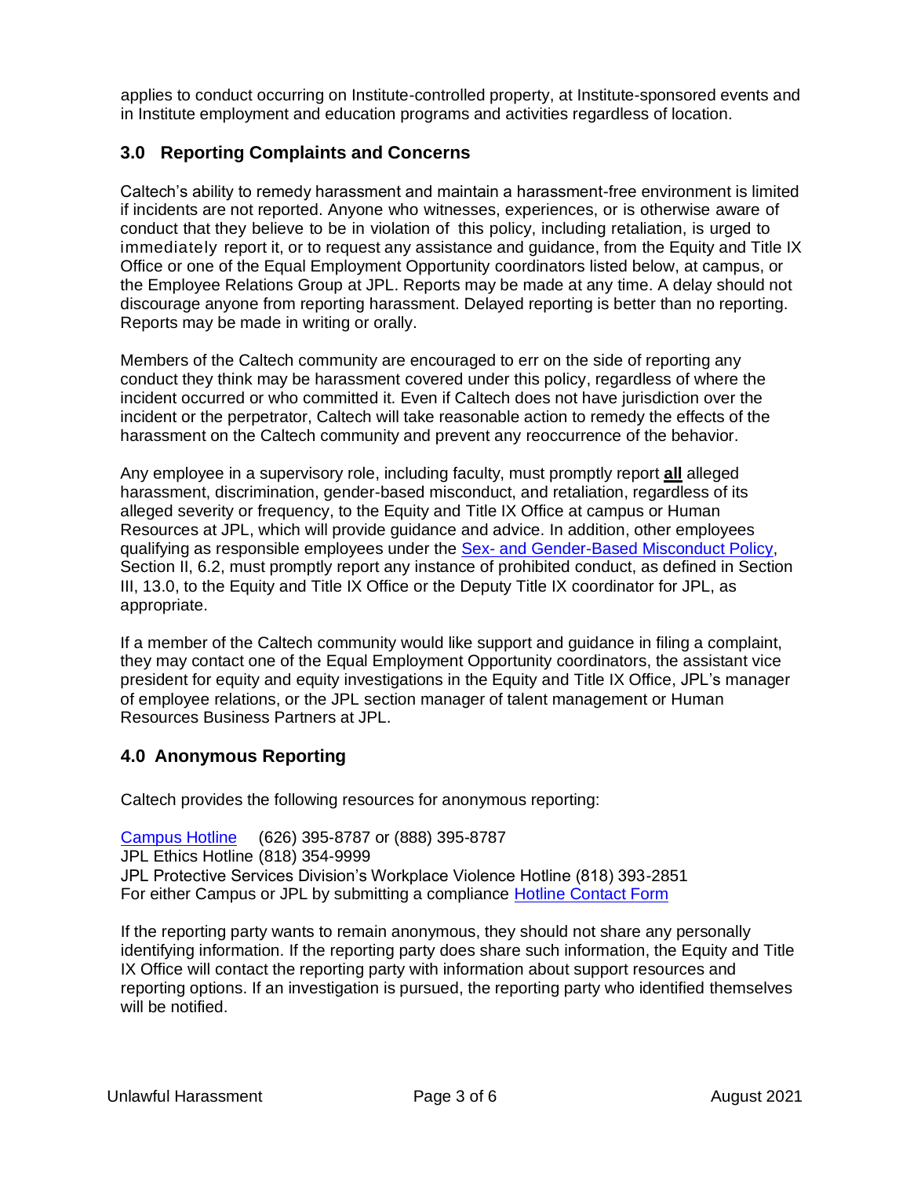applies to conduct occurring on Institute-controlled property, at Institute-sponsored events and in Institute employment and education programs and activities regardless of location.

## 3.0 Reporting Complaints and Concerns

Caltech's ability to remedy harassment and maintain a harassment-free environment is limited if incidents are not reported. Anyone who witnesses, experiences, or is otherwise aware of conduct that they believe to be in violation of this policy, including retaliation, is urged to immediately report it, or to request any assistance and guidance, from the Equity and Title IX Office or one of the Equal Employment Opportunity coordinators listed below, at campus, or the Employee Relations Group at JPL. Reports may be made at any time. A delay should not discourage anyone from reporting harassment. Delayed reporting is better than no reporting. Reports may be made in writing or orally.

Members of the Caltech community are encouraged to err on the side of reporting any conduct they think may be harassment covered under this policy, regardless of where the incident occurred or who committed it. Even if Caltech does not have jurisdiction over the incident or the perpetrator, Caltech will take reasonable action to remedy the effects of the harassment on the Caltech community and prevent any reoccurrence of the behavior.

Any employee in a supervisory role, including faculty, must promptly report **all** alleged harassment, discrimination, gender-based misconduct, and retaliation, regardless of its alleged severity or frequency, to the Equity and Title IX Office at campus or Human Resources at JPL, which will provide guidance and advice. In addition, other employees qualifying as responsible employees under the Sex- and Gender-Based Misconduct Policy, Section II, 6.2, must promptly report any instance of prohibited conduct, as defined in Section III, 13.0, to the Equity and Title IX Office or the Deputy Title IX coordinator for JPL, as appropriate.

If a member of the Caltech community would like support and guidance in filing a complaint, they may contact one of the Equal Employment Opportunity coordinators, the assistant vice president for equity and equity investigations in the Equity and Title IX Office, JPL's manager of employee relations, or the JPL section manager of talent management or Human Resources Business Partners at JPL.

## 4.0 Anonymous Reporting

Caltech provides the following resources for anonymous reporting:

Campus Hotline (626) 395-8787 or (888) 395-8787
JPL Ethics Hotline (818) 354-9999
JPL Protective Services Division's Workplace Violence Hotline (818) 393-2851
For either Campus or JPL by submitting a compliance Hotline Contact Form

If the reporting party wants to remain anonymous, they should not share any personally identifying information. If the reporting party does share such information, the Equity and Title IX Office will contact the reporting party with information about support resources and reporting options. If an investigation is pursued, the reporting party who identified themselves will be notified.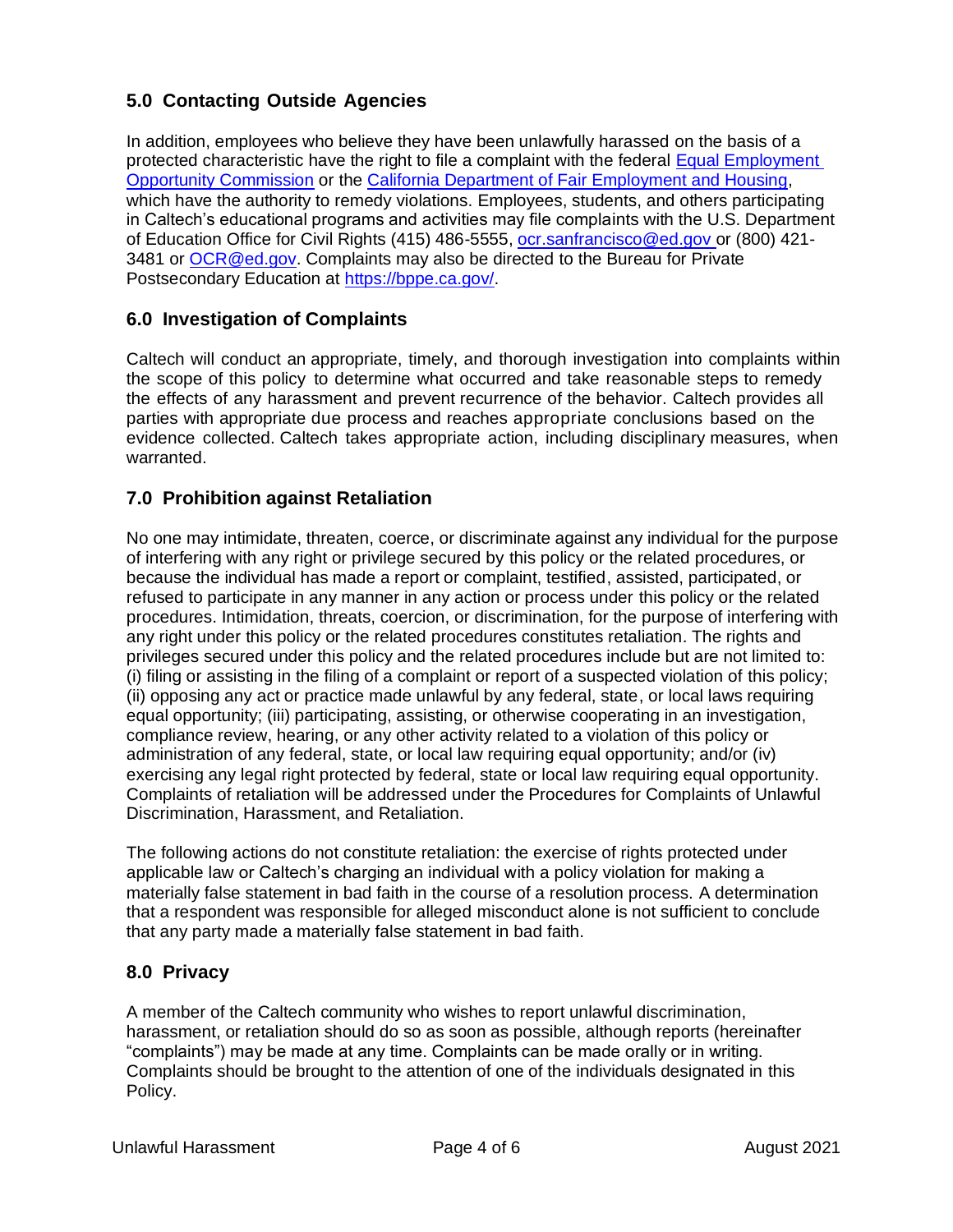## 5.0 Contacting Outside Agencies

In addition, employees who believe they have been unlawfully harassed on the basis of a protected characteristic have the right to file a complaint with the federal [Equal Employment Opportunity Commission]() or the [California Department of Fair Employment and Housing](), which have the authority to remedy violations. Employees, students, and others participating in Caltech's educational programs and activities may file complaints with the U.S. Department of Education Office for Civil Rights (415) 486-5555, [ocr.sanfrancisco@ed.gov]() or (800) 421-3481 or [OCR@ed.gov](). Complaints may also be directed to the Bureau for Private Postsecondary Education at [https://bppe.ca.gov/](https://bppe.ca.gov/).

## 6.0 Investigation of Complaints

Caltech will conduct an appropriate, timely, and thorough investigation into complaints within the scope of this policy to determine what occurred and take reasonable steps to remedy the effects of any harassment and prevent recurrence of the behavior. Caltech provides all parties with appropriate due process and reaches appropriate conclusions based on the evidence collected. Caltech takes appropriate action, including disciplinary measures, when warranted.

## 7.0 Prohibition against Retaliation

No one may intimidate, threaten, coerce, or discriminate against any individual for the purpose of interfering with any right or privilege secured by this policy or the related procedures, or because the individual has made a report or complaint, testified, assisted, participated, or refused to participate in any manner in any action or process under this policy or the related procedures. Intimidation, threats, coercion, or discrimination, for the purpose of interfering with any right under this policy or the related procedures constitutes retaliation. The rights and privileges secured under this policy and the related procedures include but are not limited to: (i) filing or assisting in the filing of a complaint or report of a suspected violation of this policy; (ii) opposing any act or practice made unlawful by any federal, state, or local laws requiring equal opportunity; (iii) participating, assisting, or otherwise cooperating in an investigation, compliance review, hearing, or any other activity related to a violation of this policy or administration of any federal, state, or local law requiring equal opportunity; and/or (iv) exercising any legal right protected by federal, state or local law requiring equal opportunity. Complaints of retaliation will be addressed under the Procedures for Complaints of Unlawful Discrimination, Harassment, and Retaliation.

The following actions do not constitute retaliation: the exercise of rights protected under applicable law or Caltech's charging an individual with a policy violation for making a materially false statement in bad faith in the course of a resolution process. A determination that a respondent was responsible for alleged misconduct alone is not sufficient to conclude that any party made a materially false statement in bad faith.

## 8.0 Privacy

A member of the Caltech community who wishes to report unlawful discrimination, harassment, or retaliation should do so as soon as possible, although reports (hereinafter "complaints") may be made at any time. Complaints can be made orally or in writing. Complaints should be brought to the attention of one of the individuals designated in this Policy.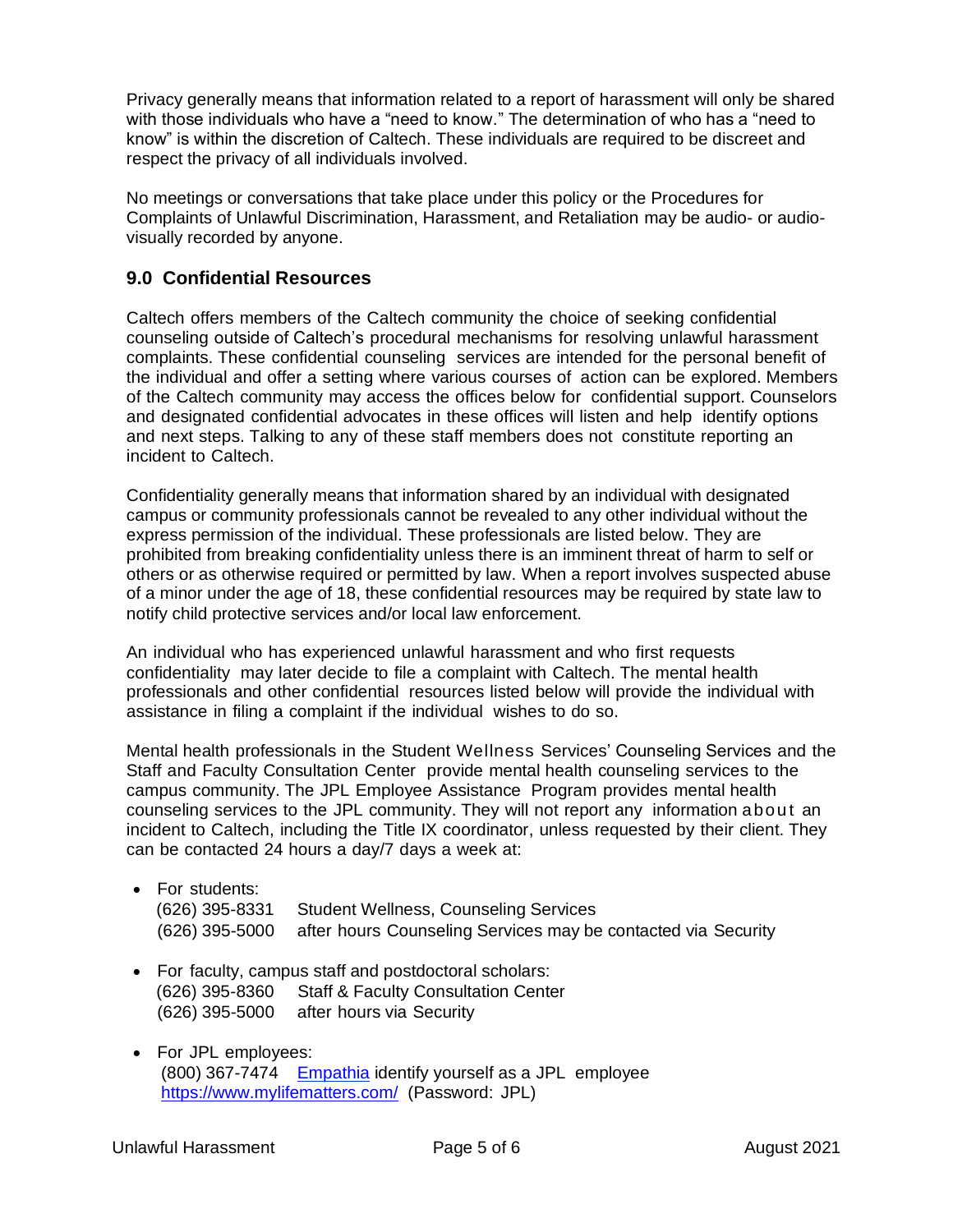Privacy generally means that information related to a report of harassment will only be shared with those individuals who have a "need to know." The determination of who has a "need to know" is within the discretion of Caltech. These individuals are required to be discreet and respect the privacy of all individuals involved.

No meetings or conversations that take place under this policy or the Procedures for Complaints of Unlawful Discrimination, Harassment, and Retaliation may be audio- or audio-visually recorded by anyone.

## 9.0 Confidential Resources

Caltech offers members of the Caltech community the choice of seeking confidential counseling outside of Caltech's procedural mechanisms for resolving unlawful harassment complaints. These confidential counseling services are intended for the personal benefit of the individual and offer a setting where various courses of action can be explored. Members of the Caltech community may access the offices below for confidential support. Counselors and designated confidential advocates in these offices will listen and help identify options and next steps. Talking to any of these staff members does not constitute reporting an incident to Caltech.

Confidentiality generally means that information shared by an individual with designated campus or community professionals cannot be revealed to any other individual without the express permission of the individual. These professionals are listed below. They are prohibited from breaking confidentiality unless there is an imminent threat of harm to self or others or as otherwise required or permitted by law. When a report involves suspected abuse of a minor under the age of 18, these confidential resources may be required by state law to notify child protective services and/or local law enforcement.

An individual who has experienced unlawful harassment and who first requests confidentiality may later decide to file a complaint with Caltech. The mental health professionals and other confidential resources listed below will provide the individual with assistance in filing a complaint if the individual wishes to do so.

Mental health professionals in the Student Wellness Services' Counseling Services and the Staff and Faculty Consultation Center provide mental health counseling services to the campus community. The JPL Employee Assistance Program provides mental health counseling services to the JPL community. They will not report any information about an incident to Caltech, including the Title IX coordinator, unless requested by their client. They can be contacted 24 hours a day/7 days a week at:

- For students:
  (626) 395-8331 Student Wellness, Counseling Services
  (626) 395-5000 after hours Counseling Services may be contacted via Security
- For faculty, campus staff and postdoctoral scholars:
  (626) 395-8360 Staff & Faculty Consultation Center
  (626) 395-5000 after hours via Security
- For JPL employees:
  (800) 367-7474 Empathia identify yourself as a JPL employee
  https://www.mylifematters.com/ (Password: JPL)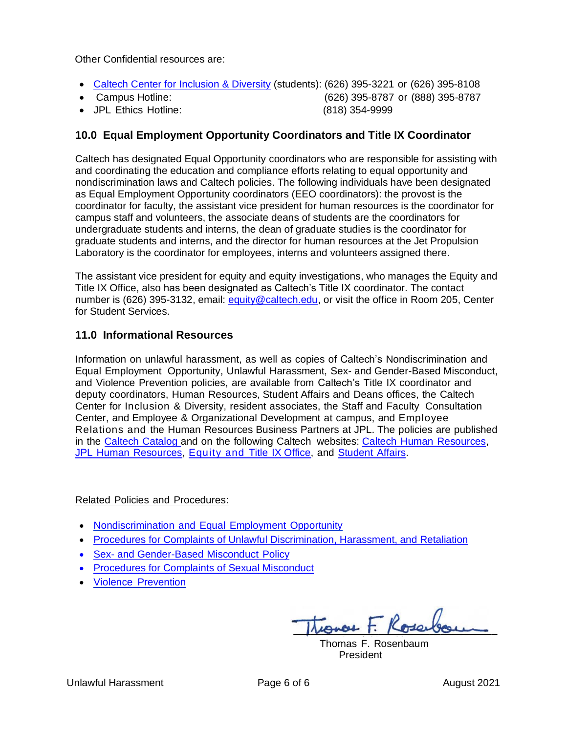Other Confidential resources are:

- Caltech Center for Inclusion & Diversity (students): (626) 395-3221 or (626) 395-8108
- Campus Hotline: (626) 395-8787 or (888) 395-8787
- JPL Ethics Hotline: (818) 354-9999

## 10.0 Equal Employment Opportunity Coordinators and Title IX Coordinator

Caltech has designated Equal Opportunity coordinators who are responsible for assisting with and coordinating the education and compliance efforts relating to equal opportunity and nondiscrimination laws and Caltech policies. The following individuals have been designated as Equal Employment Opportunity coordinators (EEO coordinators): the provost is the coordinator for faculty, the assistant vice president for human resources is the coordinator for campus staff and volunteers, the associate deans of students are the coordinators for undergraduate students and interns, the dean of graduate studies is the coordinator for graduate students and interns, and the director for human resources at the Jet Propulsion Laboratory is the coordinator for employees, interns and volunteers assigned there.

The assistant vice president for equity and equity investigations, who manages the Equity and Title IX Office, also has been designated as Caltech's Title IX coordinator. The contact number is (626) 395-3132, email: equity@caltech.edu, or visit the office in Room 205, Center for Student Services.

## 11.0 Informational Resources

Information on unlawful harassment, as well as copies of Caltech's Nondiscrimination and Equal Employment Opportunity, Unlawful Harassment, Sex- and Gender-Based Misconduct, and Violence Prevention policies, are available from Caltech's Title IX coordinator and deputy coordinators, Human Resources, Student Affairs and Deans offices, the Caltech Center for Inclusion & Diversity, resident associates, the Staff and Faculty Consultation Center, and Employee & Organizational Development at campus, and Employee Relations and the Human Resources Business Partners at JPL. The policies are published in the Caltech Catalog and on the following Caltech websites: Caltech Human Resources, JPL Human Resources, Equity and Title IX Office, and Student Affairs.

Related Policies and Procedures:

- Nondiscrimination and Equal Employment Opportunity
- Procedures for Complaints of Unlawful Discrimination, Harassment, and Retaliation
- Sex- and Gender-Based Misconduct Policy
- Procedures for Complaints of Sexual Misconduct
- Violence Prevention

Thomas F. Rosenbaum
President